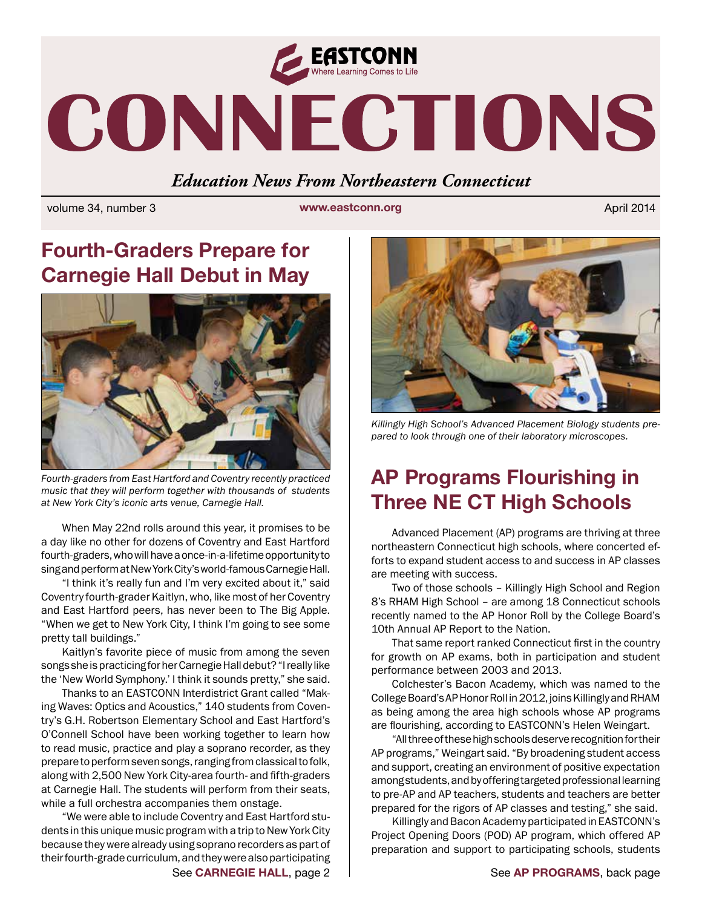EASTCONN
Where Learning Comes to Life

# CONNECTIONS

*Education News From Northeastern Connecticut*

volume 34, number 3 · www.eastconn.org · April 2014

## Fourth-Graders Prepare for Carnegie Hall Debut in May

*Fourth-graders from East Hartford and Coventry recently practiced music that they will perform together with thousands of students at New York City's iconic arts venue, Carnegie Hall.*

When May 22nd rolls around this year, it promises to be a day like no other for dozens of Coventry and East Hartford fourth-graders, who will have a once-in-a-lifetime opportunity to sing and perform at New York City's world-famous Carnegie Hall.

"I think it's really fun and I'm very excited about it," said Coventry fourth-grader Kaitlyn, who, like most of her Coventry and East Hartford peers, has never been to The Big Apple. "When we get to New York City, I think I'm going to see some pretty tall buildings."

Kaitlyn's favorite piece of music from among the seven songs she is practicing for her Carnegie Hall debut? "I really like the 'New World Symphony.' I think it sounds pretty," she said.

Thanks to an EASTCONN Interdistrict Grant called "Making Waves: Optics and Acoustics," 140 students from Coventry's G.H. Robertson Elementary School and East Hartford's O'Connell School have been working together to learn how to read music, practice and play a soprano recorder, as they prepare to perform seven songs, ranging from classical to folk, along with 2,500 New York City-area fourth- and fifth-graders at Carnegie Hall. The students will perform from their seats, while a full orchestra accompanies them onstage.

"We were able to include Coventry and East Hartford students in this unique music program with a trip to New York City because they were already using soprano recorders as part of their fourth-grade curriculum, and they were also participating

See **CARNEGIE HALL**, page 2

*Killingly High School's Advanced Placement Biology students prepared to look through one of their laboratory microscopes.*

## AP Programs Flourishing in Three NE CT High Schools

Advanced Placement (AP) programs are thriving at three northeastern Connecticut high schools, where concerted efforts to expand student access to and success in AP classes are meeting with success.

Two of those schools – Killingly High School and Region 8's RHAM High School – are among 18 Connecticut schools recently named to the AP Honor Roll by the College Board's 10th Annual AP Report to the Nation.

That same report ranked Connecticut first in the country for growth on AP exams, both in participation and student performance between 2003 and 2013.

Colchester's Bacon Academy, which was named to the College Board's AP Honor Roll in 2012, joins Killingly and RHAM as being among the area high schools whose AP programs are flourishing, according to EASTCONN's Helen Weingart.

"All three of these high schools deserve recognition for their AP programs," Weingart said. "By broadening student access and support, creating an environment of positive expectation among students, and by offering targeted professional learning to pre-AP and AP teachers, students and teachers are better prepared for the rigors of AP classes and testing," she said.

Killingly and Bacon Academy participated in EASTCONN's Project Opening Doors (POD) AP program, which offered AP preparation and support to participating schools, students

See **AP PROGRAMS**, back page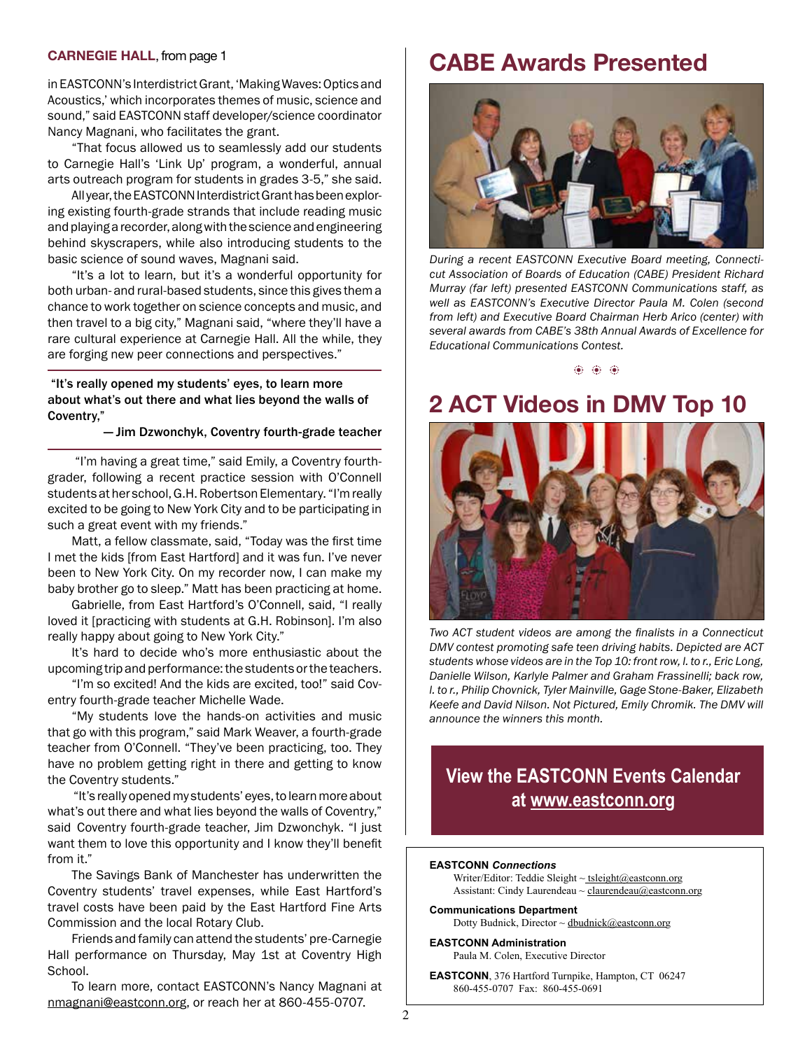**CARNEGIE HALL**, from page 1

in EASTCONN's Interdistrict Grant, 'Making Waves: Optics and Acoustics,' which incorporates themes of music, science and sound," said EASTCONN staff developer/science coordinator Nancy Magnani, who facilitates the grant.

"That focus allowed us to seamlessly add our students to Carnegie Hall's 'Link Up' program, a wonderful, annual arts outreach program for students in grades 3-5," she said.

All year, the EASTCONN Interdistrict Grant has been exploring existing fourth-grade strands that include reading music and playing a recorder, along with the science and engineering behind skyscrapers, while also introducing students to the basic science of sound waves, Magnani said.

"It's a lot to learn, but it's a wonderful opportunity for both urban- and rural-based students, since this gives them a chance to work together on science concepts and music, and then travel to a big city," Magnani said, "where they'll have a rare cultural experience at Carnegie Hall. All the while, they are forging new peer connections and perspectives."

> **"It's really opened my students' eyes, to learn more about what's out there and what lies beyond the walls of Coventry,"**
>
> **— Jim Dzwonchyk, Coventry fourth-grade teacher**

"I'm having a great time," said Emily, a Coventry fourth-grader, following a recent practice session with O'Connell students at her school, G.H. Robertson Elementary. "I'm really excited to be going to New York City and to be participating in such a great event with my friends."

Matt, a fellow classmate, said, "Today was the first time I met the kids [from East Hartford] and it was fun. I've never been to New York City. On my recorder now, I can make my baby brother go to sleep." Matt has been practicing at home.

Gabrielle, from East Hartford's O'Connell, said, "I really loved it [practicing with students at G.H. Robinson]. I'm also really happy about going to New York City."

It's hard to decide who's more enthusiastic about the upcoming trip and performance: the students or the teachers.

"I'm so excited! And the kids are excited, too!" said Coventry fourth-grade teacher Michelle Wade.

"My students love the hands-on activities and music that go with this program," said Mark Weaver, a fourth-grade teacher from O'Connell. "They've been practicing, too. They have no problem getting right in there and getting to know the Coventry students."

"It's really opened my students' eyes, to learn more about what's out there and what lies beyond the walls of Coventry," said Coventry fourth-grade teacher, Jim Dzwonchyk. "I just want them to love this opportunity and I know they'll benefit from it."

The Savings Bank of Manchester has underwritten the Coventry students' travel expenses, while East Hartford's travel costs have been paid by the East Hartford Fine Arts Commission and the local Rotary Club.

Friends and family can attend the students' pre-Carnegie Hall performance on Thursday, May 1st at Coventry High School.

To learn more, contact EASTCONN's Nancy Magnani at nmagnani@eastconn.org, or reach her at 860-455-0707.

# CABE Awards Presented

*During a recent EASTCONN Executive Board meeting, Connecticut Association of Boards of Education (CABE) President Richard Murray (far left) presented EASTCONN Communications staff, as well as EASTCONN's Executive Director Paula M. Colen (second from left) and Executive Board Chairman Herb Arico (center) with several awards from CABE's 38th Annual Awards of Excellence for Educational Communications Contest.*

# 2 ACT Videos in DMV Top 10

*Two ACT student videos are among the finalists in a Connecticut DMV contest promoting safe teen driving habits. Depicted are ACT students whose videos are in the Top 10: front row, l. to r., Eric Long, Danielle Wilson, Karlyle Palmer and Graham Frassinelli; back row, l. to r., Philip Chovnick, Tyler Mainville, Gage Stone-Baker, Elizabeth Keefe and David Nilson. Not Pictured, Emily Chromik. The DMV will announce the winners this month.*

**View the EASTCONN Events Calendar at www.eastconn.org**

**EASTCONN *Connections***
Writer/Editor: Teddie Sleight ~ tsleight@eastconn.org
Assistant: Cindy Laurendeau ~ claurendeau@eastconn.org

**Communications Department**
Dotty Budnick, Director ~ dbudnick@eastconn.org

**EASTCONN Administration**
Paula M. Colen, Executive Director

**EASTCONN**, 376 Hartford Turnpike, Hampton, CT 06247
860-455-0707 Fax: 860-455-0691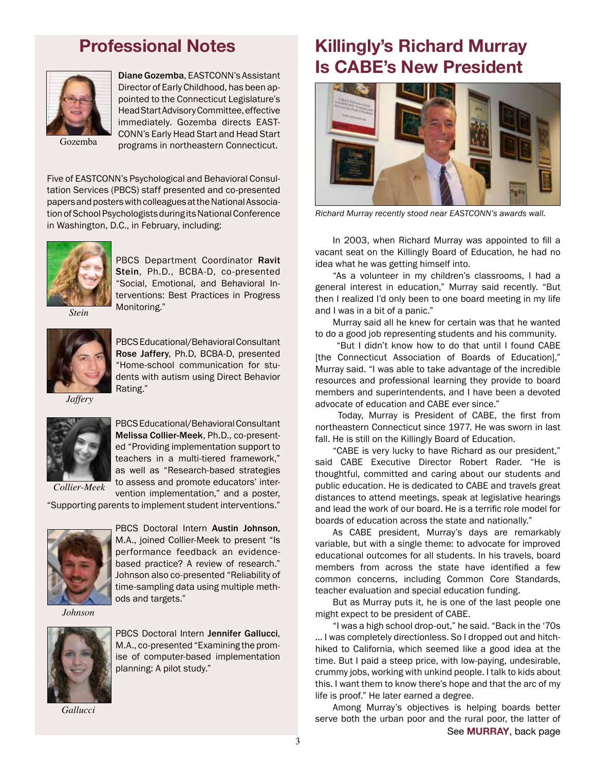## Professional Notes

Gozemba

**Diane Gozemba**, EASTCONN's Assistant Director of Early Childhood, has been appointed to the Connecticut Legislature's Head Start Advisory Committee, effective immediately. Gozemba directs EASTCONN's Early Head Start and Head Start programs in northeastern Connecticut.

Five of EASTCONN's Psychological and Behavioral Consultation Services (PBCS) staff presented and co-presented papers and posters with colleagues at the National Association of School Psychologists during its National Conference in Washington, D.C., in February, including:

*Stein*

PBCS Department Coordinator **Ravit Stein**, Ph.D., BCBA-D, co-presented "Social, Emotional, and Behavioral Interventions: Best Practices in Progress Monitoring."

*Jaffery*

PBCS Educational/Behavioral Consultant **Rose Jaffery**, Ph.D, BCBA-D, presented "Home-school communication for students with autism using Direct Behavior Rating."

*Collier-Meek*

PBCS Educational/Behavioral Consultant **Melissa Collier-Meek**, Ph.D., co-presented "Providing implementation support to teachers in a multi-tiered framework," as well as "Research-based strategies to assess and promote educators' intervention implementation," and a poster, "Supporting parents to implement student interventions."

*Johnson*

PBCS Doctoral Intern **Austin Johnson**, M.A., joined Collier-Meek to present "Is performance feedback an evidence-based practice? A review of research." Johnson also co-presented "Reliability of time-sampling data using multiple methods and targets."

*Gallucci*

PBCS Doctoral Intern **Jennifer Gallucci**, M.A., co-presented "Examining the promise of computer-based implementation planning: A pilot study."

## Killingly's Richard Murray Is CABE's New President

*Richard Murray recently stood near EASTCONN's awards wall.*

In 2003, when Richard Murray was appointed to fill a vacant seat on the Killingly Board of Education, he had no idea what he was getting himself into.

"As a volunteer in my children's classrooms, I had a general interest in education," Murray said recently. "But then I realized I'd only been to one board meeting in my life and I was in a bit of a panic."

Murray said all he knew for certain was that he wanted to do a good job representing students and his community.

"But I didn't know how to do that until I found CABE [the Connecticut Association of Boards of Education]," Murray said. "I was able to take advantage of the incredible resources and professional learning they provide to board members and superintendents, and I have been a devoted advocate of education and CABE ever since."

Today, Murray is President of CABE, the first from northeastern Connecticut since 1977. He was sworn in last fall. He is still on the Killingly Board of Education.

"CABE is very lucky to have Richard as our president," said CABE Executive Director Robert Rader. "He is thoughtful, committed and caring about our students and public education. He is dedicated to CABE and travels great distances to attend meetings, speak at legislative hearings and lead the work of our board. He is a terrific role model for boards of education across the state and nationally."

As CABE president, Murray's days are remarkably variable, but with a single theme: to advocate for improved educational outcomes for all students. In his travels, board members from across the state have identified a few common concerns, including Common Core Standards, teacher evaluation and special education funding.

But as Murray puts it, he is one of the last people one might expect to be president of CABE.

"I was a high school drop-out," he said. "Back in the '70s … I was completely directionless. So I dropped out and hitchhiked to California, which seemed like a good idea at the time. But I paid a steep price, with low-paying, undesirable, crummy jobs, working with unkind people. I talk to kids about this. I want them to know there's hope and that the arc of my life is proof." He later earned a degree.

Among Murray's objectives is helping boards better serve both the urban poor and the rural poor, the latter of

See **MURRAY**, back page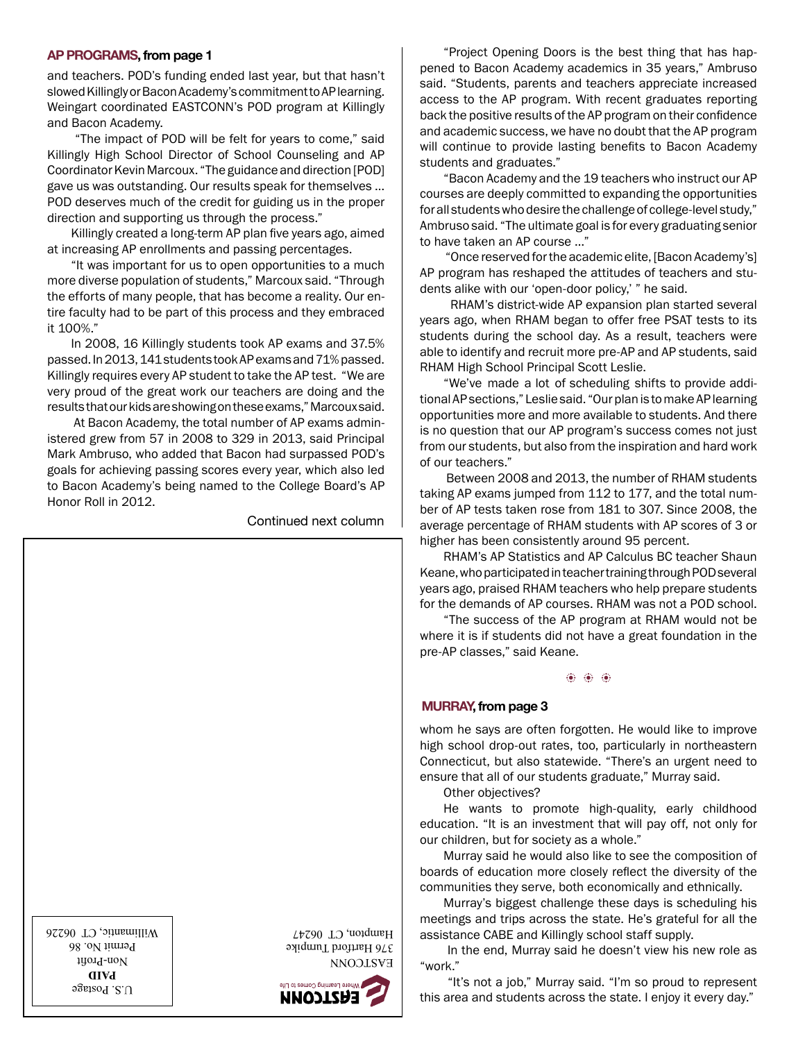**AP PROGRAMS, from page 1**

and teachers. POD's funding ended last year, but that hasn't slowed Killingly or Bacon Academy's commitment to AP learning. Weingart coordinated EASTCONN's POD program at Killingly and Bacon Academy.

"The impact of POD will be felt for years to come," said Killingly High School Director of School Counseling and AP Coordinator Kevin Marcoux. "The guidance and direction [POD] gave us was outstanding. Our results speak for themselves ... POD deserves much of the credit for guiding us in the proper direction and supporting us through the process."

Killingly created a long-term AP plan five years ago, aimed at increasing AP enrollments and passing percentages.

"It was important for us to open opportunities to a much more diverse population of students," Marcoux said. "Through the efforts of many people, that has become a reality. Our entire faculty had to be part of this process and they embraced it 100%."

In 2008, 16 Killingly students took AP exams and 37.5% passed. In 2013, 141 students took AP exams and 71% passed. Killingly requires every AP student to take the AP test. "We are very proud of the great work our teachers are doing and the results that our kids are showing on these exams," Marcoux said.

At Bacon Academy, the total number of AP exams administered grew from 57 in 2008 to 329 in 2013, said Principal Mark Ambruso, who added that Bacon had surpassed POD's goals for achieving passing scores every year, which also led to Bacon Academy's being named to the College Board's AP Honor Roll in 2012.

Continued next column

"Project Opening Doors is the best thing that has happened to Bacon Academy academics in 35 years," Ambruso said. "Students, parents and teachers appreciate increased access to the AP program. With recent graduates reporting back the positive results of the AP program on their confidence and academic success, we have no doubt that the AP program will continue to provide lasting benefits to Bacon Academy students and graduates."

"Bacon Academy and the 19 teachers who instruct our AP courses are deeply committed to expanding the opportunities for all students who desire the challenge of college-level study," Ambruso said. "The ultimate goal is for every graduating senior to have taken an AP course ..."

"Once reserved for the academic elite, [Bacon Academy's] AP program has reshaped the attitudes of teachers and students alike with our 'open-door policy,' " he said.

RHAM's district-wide AP expansion plan started several years ago, when RHAM began to offer free PSAT tests to its students during the school day. As a result, teachers were able to identify and recruit more pre-AP and AP students, said RHAM High School Principal Scott Leslie.

"We've made a lot of scheduling shifts to provide additional AP sections," Leslie said. "Our plan is to make AP learning opportunities more and more available to students. And there is no question that our AP program's success comes not just from our students, but also from the inspiration and hard work of our teachers."

Between 2008 and 2013, the number of RHAM students taking AP exams jumped from 112 to 177, and the total number of AP tests taken rose from 181 to 307. Since 2008, the average percentage of RHAM students with AP scores of 3 or higher has been consistently around 95 percent.

RHAM's AP Statistics and AP Calculus BC teacher Shaun Keane, who participated in teacher training through POD several years ago, praised RHAM teachers who help prepare students for the demands of AP courses. RHAM was not a POD school.

"The success of the AP program at RHAM would not be where it is if students did not have a great foundation in the pre-AP classes," said Keane.

**MURRAY, from page 3**

whom he says are often forgotten. He would like to improve high school drop-out rates, too, particularly in northeastern Connecticut, but also statewide. "There's an urgent need to ensure that all of our students graduate," Murray said.

Other objectives?

He wants to promote high-quality, early childhood education. "It is an investment that will pay off, not only for our children, but for society as a whole."

Murray said he would also like to see the composition of boards of education more closely reflect the diversity of the communities they serve, both economically and ethnically.

Murray's biggest challenge these days is scheduling his meetings and trips across the state. He's grateful for all the assistance CABE and Killingly school staff supply.

In the end, Murray said he doesn't view his new role as "work."

"It's not a job," Murray said. "I'm so proud to represent this area and students across the state. I enjoy it every day."

EASTCONN
Where Learning Comes to Life
EASTCONN
376 Hartford Turnpike
Hampton, CT 06247

U.S. Postage
PAID
Non-Profit
Permit No. 86
Willimantic, CT 06226